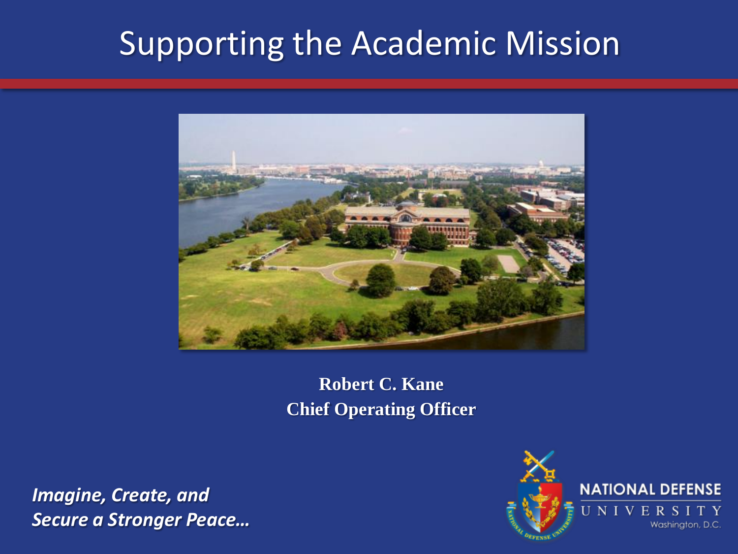# Supporting the Academic Mission

**Robert C. Kane**
**Chief Operating Officer**

***Imagine, Create, and Secure a Stronger Peace…***

NATIONAL DEFENSE UNIVERSITY
Washington, D.C.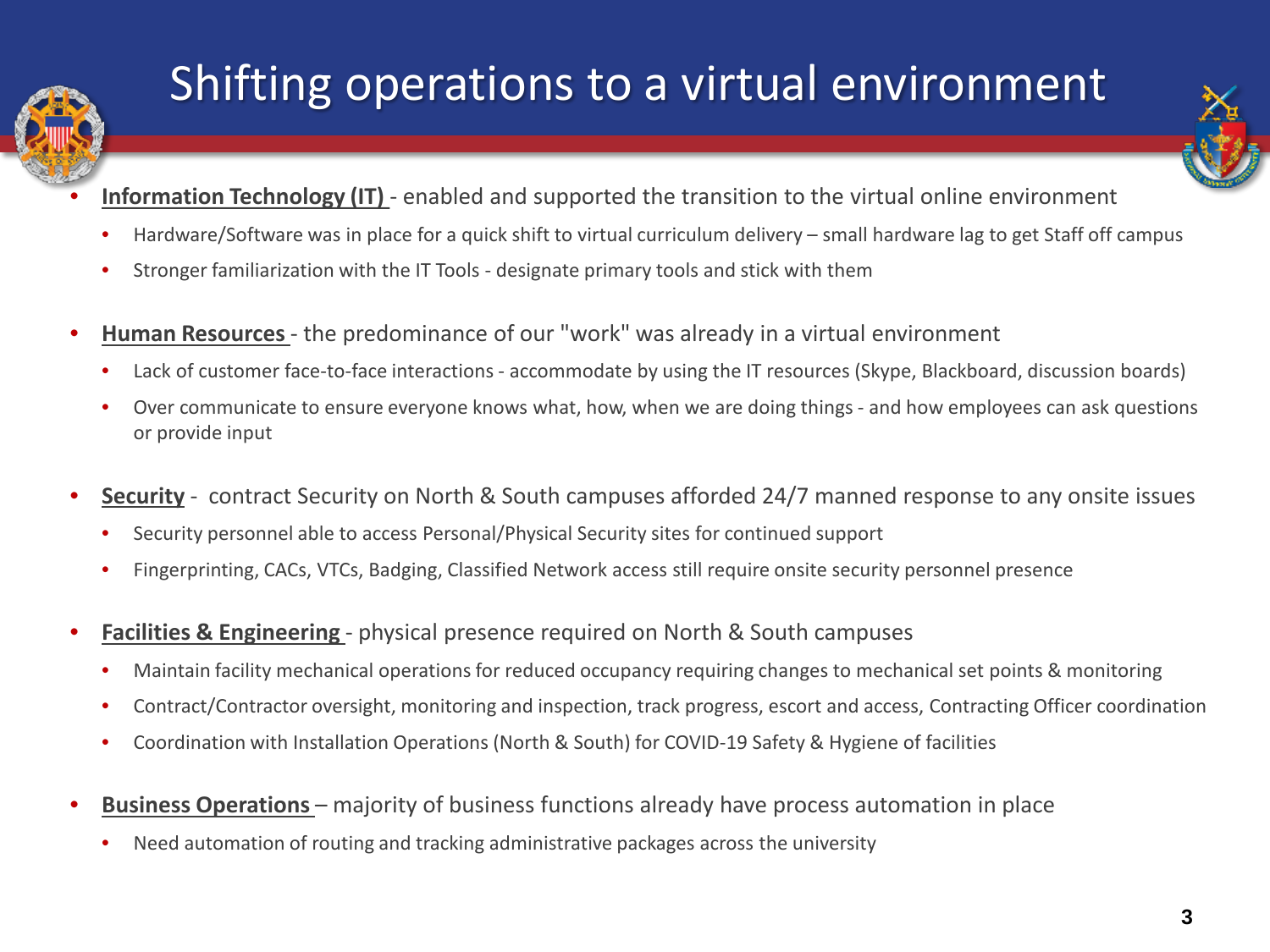# Shifting operations to a virtual environment

- **Information Technology (IT)** - enabled and supported the transition to the virtual online environment
  - Hardware/Software was in place for a quick shift to virtual curriculum delivery – small hardware lag to get Staff off campus
  - Stronger familiarization with the IT Tools - designate primary tools and stick with them
- **Human Resources** - the predominance of our "work" was already in a virtual environment
  - Lack of customer face-to-face interactions - accommodate by using the IT resources (Skype, Blackboard, discussion boards)
  - Over communicate to ensure everyone knows what, how, when we are doing things - and how employees can ask questions or provide input
- **Security** - contract Security on North & South campuses afforded 24/7 manned response to any onsite issues
  - Security personnel able to access Personal/Physical Security sites for continued support
  - Fingerprinting, CACs, VTCs, Badging, Classified Network access still require onsite security personnel presence
- **Facilities & Engineering** - physical presence required on North & South campuses
  - Maintain facility mechanical operations for reduced occupancy requiring changes to mechanical set points & monitoring
  - Contract/Contractor oversight, monitoring and inspection, track progress, escort and access, Contracting Officer coordination
  - Coordination with Installation Operations (North & South) for COVID-19 Safety & Hygiene of facilities
- **Business Operations** – majority of business functions already have process automation in place
  - Need automation of routing and tracking administrative packages across the university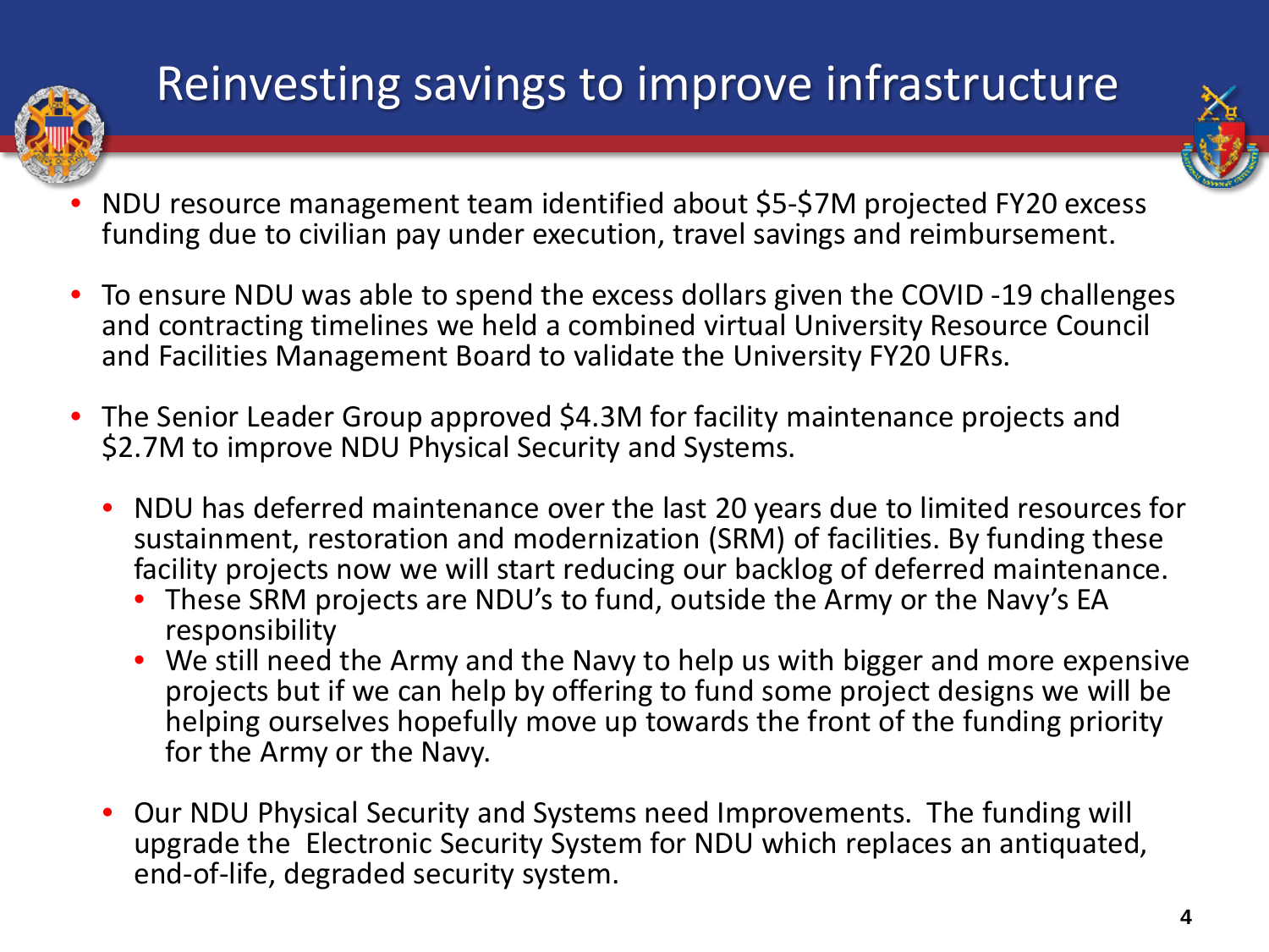# Reinvesting savings to improve infrastructure

- NDU resource management team identified about $5-$7M projected FY20 excess funding due to civilian pay under execution, travel savings and reimbursement.
- To ensure NDU was able to spend the excess dollars given the COVID -19 challenges and contracting timelines we held a combined virtual University Resource Council and Facilities Management Board to validate the University FY20 UFRs.
- The Senior Leader Group approved $4.3M for facility maintenance projects and $2.7M to improve NDU Physical Security and Systems.
  - NDU has deferred maintenance over the last 20 years due to limited resources for sustainment, restoration and modernization (SRM) of facilities. By funding these facility projects now we will start reducing our backlog of deferred maintenance.
    - These SRM projects are NDU's to fund, outside the Army or the Navy's EA responsibility
    - We still need the Army and the Navy to help us with bigger and more expensive projects but if we can help by offering to fund some project designs we will be helping ourselves hopefully move up towards the front of the funding priority for the Army or the Navy.
  - Our NDU Physical Security and Systems need Improvements. The funding will upgrade the Electronic Security System for NDU which replaces an antiquated, end-of-life, degraded security system.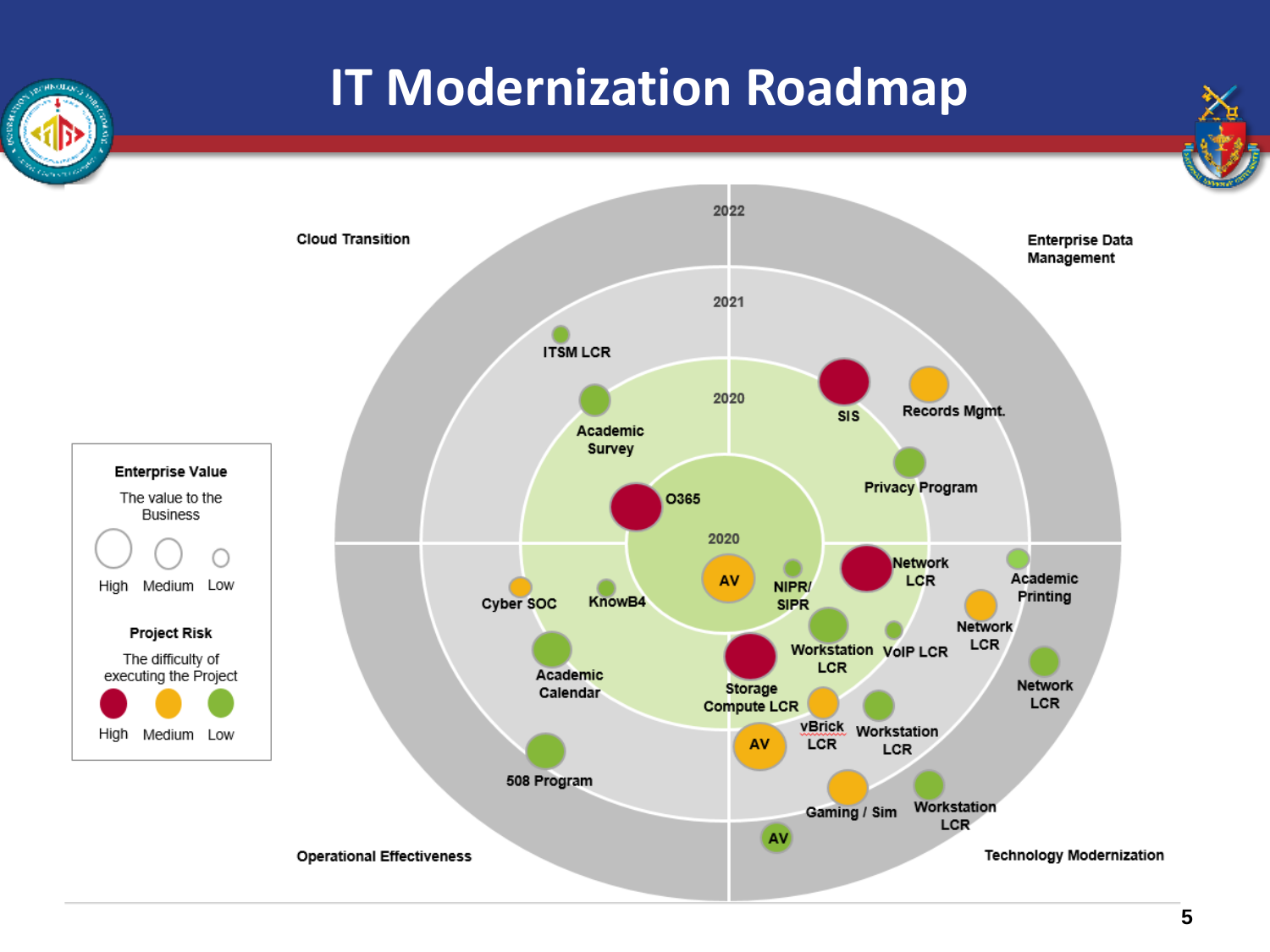# IT Modernization Roadmap

**Cloud Transition**

**Enterprise Data Management**

**Operational Effectiveness**

**Technology Modernization**

2022

2021

2020

2020

ITSM LCR

Academic Survey

SIS

Records Mgmt.

Privacy Program

O365

AV

NIPR/ SIPR

Network LCR

Academic Printing

Cyber SOC

KnowB4

Workstation LCR

VoIP LCR

Network LCR

Network LCR

Academic Calendar

Storage Compute LCR

vBrick LCR

Workstation LCR

AV

508 Program

Gaming / Sim

Workstation LCR

AV

**Enterprise Value**

The value to the Business

High Medium Low

**Project Risk**

The difficulty of executing the Project

High Medium Low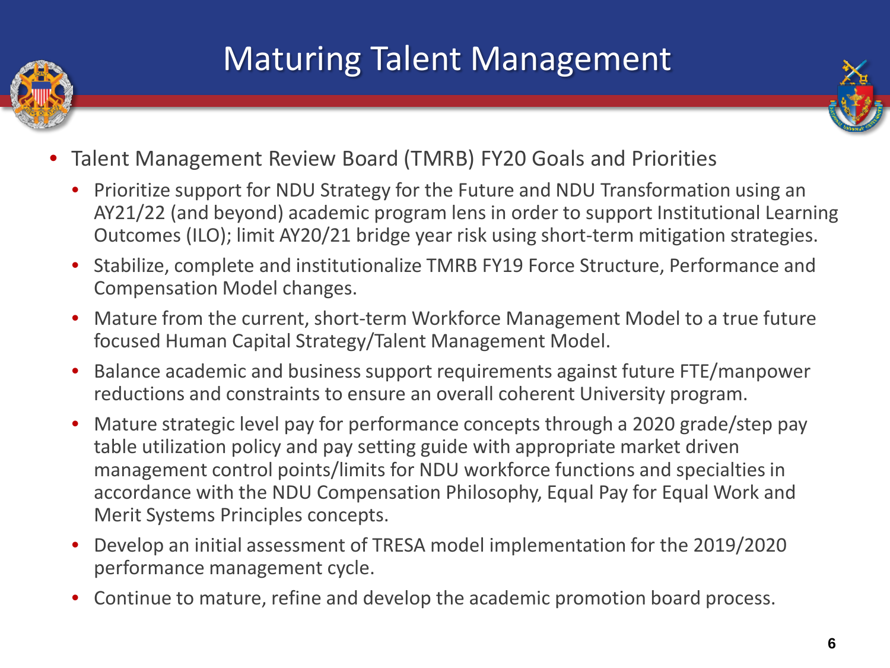# Maturing Talent Management

- Talent Management Review Board (TMRB) FY20 Goals and Priorities
  - Prioritize support for NDU Strategy for the Future and NDU Transformation using an AY21/22 (and beyond) academic program lens in order to support Institutional Learning Outcomes (ILO); limit AY20/21 bridge year risk using short-term mitigation strategies.
  - Stabilize, complete and institutionalize TMRB FY19 Force Structure, Performance and Compensation Model changes.
  - Mature from the current, short-term Workforce Management Model to a true future focused Human Capital Strategy/Talent Management Model.
  - Balance academic and business support requirements against future FTE/manpower reductions and constraints to ensure an overall coherent University program.
  - Mature strategic level pay for performance concepts through a 2020 grade/step pay table utilization policy and pay setting guide with appropriate market driven management control points/limits for NDU workforce functions and specialties in accordance with the NDU Compensation Philosophy, Equal Pay for Equal Work and Merit Systems Principles concepts.
  - Develop an initial assessment of TRESA model implementation for the 2019/2020 performance management cycle.
  - Continue to mature, refine and develop the academic promotion board process.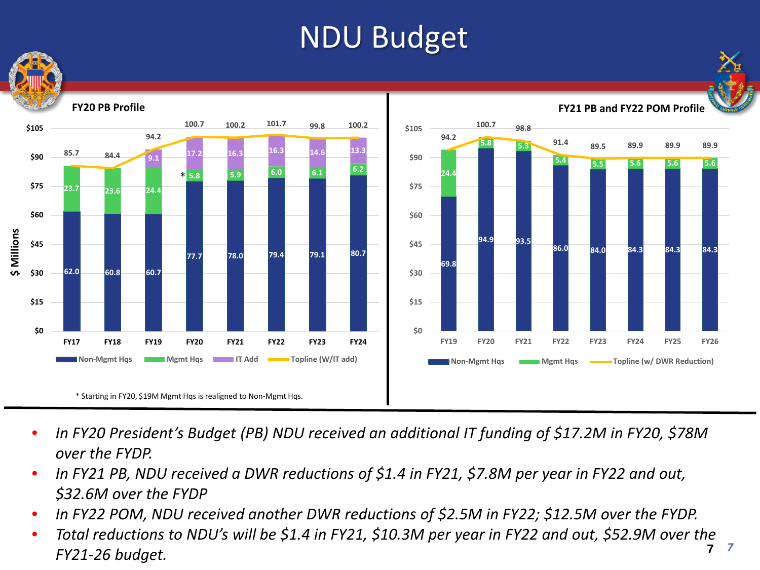# NDU Budget

## FY20 PB Profile

$ Millions

$105
$90
$75
$60
$45
$30
$15
$0

FY17: 85.7, 23.7, 62.0
FY18: 84.4, 23.6, 60.8
FY19: 94.2, 9.1, 24.4, 60.7
FY20: 100.7, 17.2, * 5.8, 77.7
FY21: 100.2, 16.3, 5.9, 78.0
FY22: 101.7, 16.3, 6.0, 79.4
FY23: 99.8, 14.6, 6.1, 79.1
FY24: 100.2, 13.3, 6.2, 80.7

Non-Mgmt Hqs | Mgmt Hqs | IT Add | Topline (W/IT add)

\* Starting in FY20, $19M Mgmt Hqs is realigned to Non-Mgmt Hqs.

## FY21 PB and FY22 POM Profile

$105
$90
$75
$60
$45
$30
$15
$0

FY19: 94.2, 24.4, 69.8
FY20: 100.7, 5.8, 94.9
FY21: 98.8, 5.3, 93.5
FY22: 91.4, 5.4, 86.0
FY23: 89.5, 5.5, 84.0
FY24: 89.9, 5.6, 84.3
FY25: 89.9, 5.6, 84.3
FY26: 89.9, 5.6, 84.3

Non-Mgmt Hqs | Mgmt Hqs | Topline (w/ DWR Reduction)

- *In FY20 President's Budget (PB) NDU received an additional IT funding of $17.2M in FY20, $78M over the FYDP.*
- *In FY21 PB, NDU received a DWR reductions of $1.4 in FY21, $7.8M per year in FY22 and out, $32.6M over the FYDP*
- *In FY22 POM, NDU received another DWR reductions of $2.5M in FY22; $12.5M over the FYDP.*
- *Total reductions to NDU's will be $1.4 in FY21, $10.3M per year in FY22 and out, $52.9M over the FY21-26 budget.*